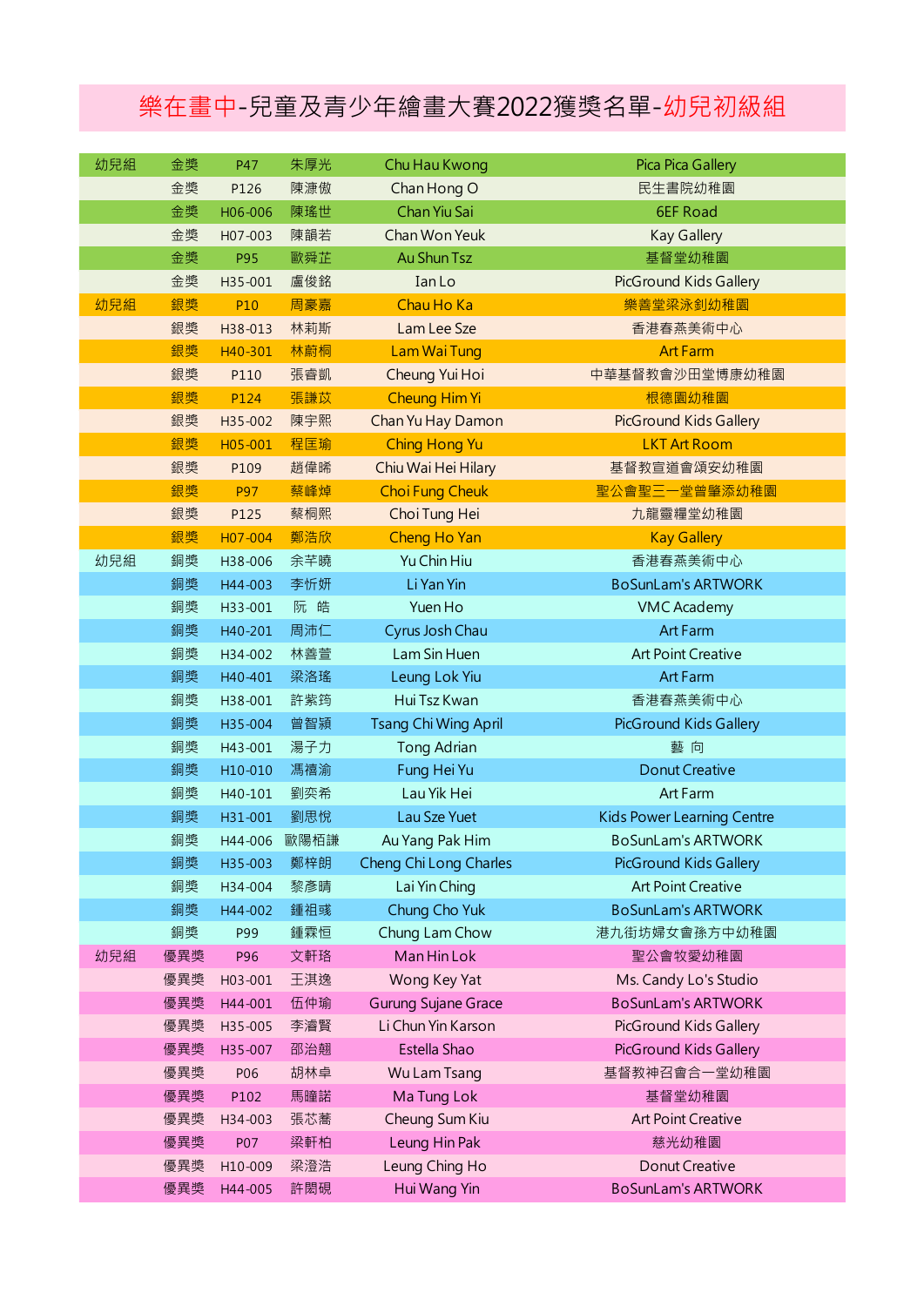# 樂在畫中-兒童及青少年繪畫大賽2022獲獎名單-幼兒初級組

| 組別 | 獎項 | 編號 | 姓名 | English Name | 機構 |
|---|---|---|---|---|---|
| 幼兒組 | 金獎 | P47 | 朱厚光 | Chu Hau Kwong | Pica Pica Gallery |
| | 金獎 | P126 | 陳溓傲 | Chan Hong O | 民生書院幼稚園 |
| | 金獎 | H06-006 | 陳瑤世 | Chan Yiu Sai | 6EF Road |
| | 金獎 | H07-003 | 陳韻若 | Chan Won Yeuk | Kay Gallery |
| | 金獎 | P95 | 歐舜芷 | Au Shun Tsz | 基督堂幼稚園 |
| | 金獎 | H35-001 | 盧俊銘 | Ian Lo | PicGround Kids Gallery |
| 幼兒組 | 銀獎 | P10 | 周豪嘉 | Chau Ho Ka | 樂善堂梁泳釗幼稚園 |
| | 銀獎 | H38-013 | 林莉斯 | Lam Lee Sze | 香港春燕美術中心 |
| | 銀獎 | H40-301 | 林蔚桐 | Lam Wai Tung | Art Farm |
| | 銀獎 | P110 | 張睿凱 | Cheung Yui Hoi | 中華基督教會沙田堂博康幼稚園 |
| | 銀獎 | P124 | 張謙苡 | Cheung Him Yi | 根德園幼稚園 |
| | 銀獎 | H35-002 | 陳宇熙 | Chan Yu Hay Damon | PicGround Kids Gallery |
| | 銀獎 | H05-001 | 程匡瑜 | Ching Hong Yu | LKT Art Room |
| | 銀獎 | P109 | 趙偉睎 | Chiu Wai Hei Hilary | 基督教宣道會頌安幼稚園 |
| | 銀獎 | P97 | 蔡峰焯 | Choi Fung Cheuk | 聖公會聖三一堂曾肇添幼稚園 |
| | 銀獎 | P125 | 蔡桐熙 | Choi Tung Hei | 九龍靈糧堂幼稚園 |
| | 銀獎 | H07-004 | 鄭浩欣 | Cheng Ho Yan | Kay Gallery |
| 幼兒組 | 銅獎 | H38-006 | 余芊曉 | Yu Chin Hiu | 香港春燕美術中心 |
| | 銅獎 | H44-003 | 李忻妍 | Li Yan Yin | BoSunLam's ARTWORK |
| | 銅獎 | H33-001 | 阮　皓 | Yuen Ho | VMC Academy |
| | 銅獎 | H40-201 | 周沛仁 | Cyrus Josh Chau | Art Farm |
| | 銅獎 | H34-002 | 林善萱 | Lam Sin Huen | Art Point Creative |
| | 銅獎 | H40-401 | 梁洛瑤 | Leung Lok Yiu | Art Farm |
| | 銅獎 | H38-001 | 許紫筠 | Hui Tsz Kwan | 香港春燕美術中心 |
| | 銅獎 | H35-004 | 曾智潁 | Tsang Chi Wing April | PicGround Kids Gallery |
| | 銅獎 | H43-001 | 湯子力 | Tong Adrian | 藝 向 |
| | 銅獎 | H10-010 | 馮禧渝 | Fung Hei Yu | Donut Creative |
| | 銅獎 | H40-101 | 劉奕希 | Lau Yik Hei | Art Farm |
| | 銅獎 | H31-001 | 劉思悅 | Lau Sze Yuet | Kids Power Learning Centre |
| | 銅獎 | H44-006 | 歐陽栢謙 | Au Yang Pak Him | BoSunLam's ARTWORK |
| | 銅獎 | H35-003 | 鄭梓朗 | Cheng Chi Long Charles | PicGround Kids Gallery |
| | 銅獎 | H34-004 | 黎彥晴 | Lai Yin Ching | Art Point Creative |
| | 銅獎 | H44-002 | 鍾祖彧 | Chung Cho Yuk | BoSunLam's ARTWORK |
| | 銅獎 | P99 | 鍾霖恒 | Chung Lam Chow | 港九街坊婦女會孫方中幼稚園 |
| 幼兒組 | 優異獎 | P96 | 文軒珞 | Man Hin Lok | 聖公會牧愛幼稚園 |
| | 優異獎 | H03-001 | 王淇逸 | Wong Key Yat | Ms. Candy Lo's Studio |
| | 優異獎 | H44-001 | 伍仲瑜 | Gurung Sujane Grace | BoSunLam's ARTWORK |
| | 優異獎 | H35-005 | 李濬賢 | Li Chun Yin Karson | PicGround Kids Gallery |
| | 優異獎 | H35-007 | 邵治翹 | Estella Shao | PicGround Kids Gallery |
| | 優異獎 | P06 | 胡林卓 | Wu Lam Tsang | 基督教神召會合一堂幼稚園 |
| | 優異獎 | P102 | 馬曈諾 | Ma Tung Lok | 基督堂幼稚園 |
| | 優異獎 | H34-003 | 張芯蕎 | Cheung Sum Kiu | Art Point Creative |
| | 優異獎 | P07 | 梁軒柏 | Leung Hin Pak | 慈光幼稚園 |
| | 優異獎 | H10-009 | 梁澄浩 | Leung Ching Ho | Donut Creative |
| | 優異獎 | H44-005 | 許閎硯 | Hui Wang Yin | BoSunLam's ARTWORK |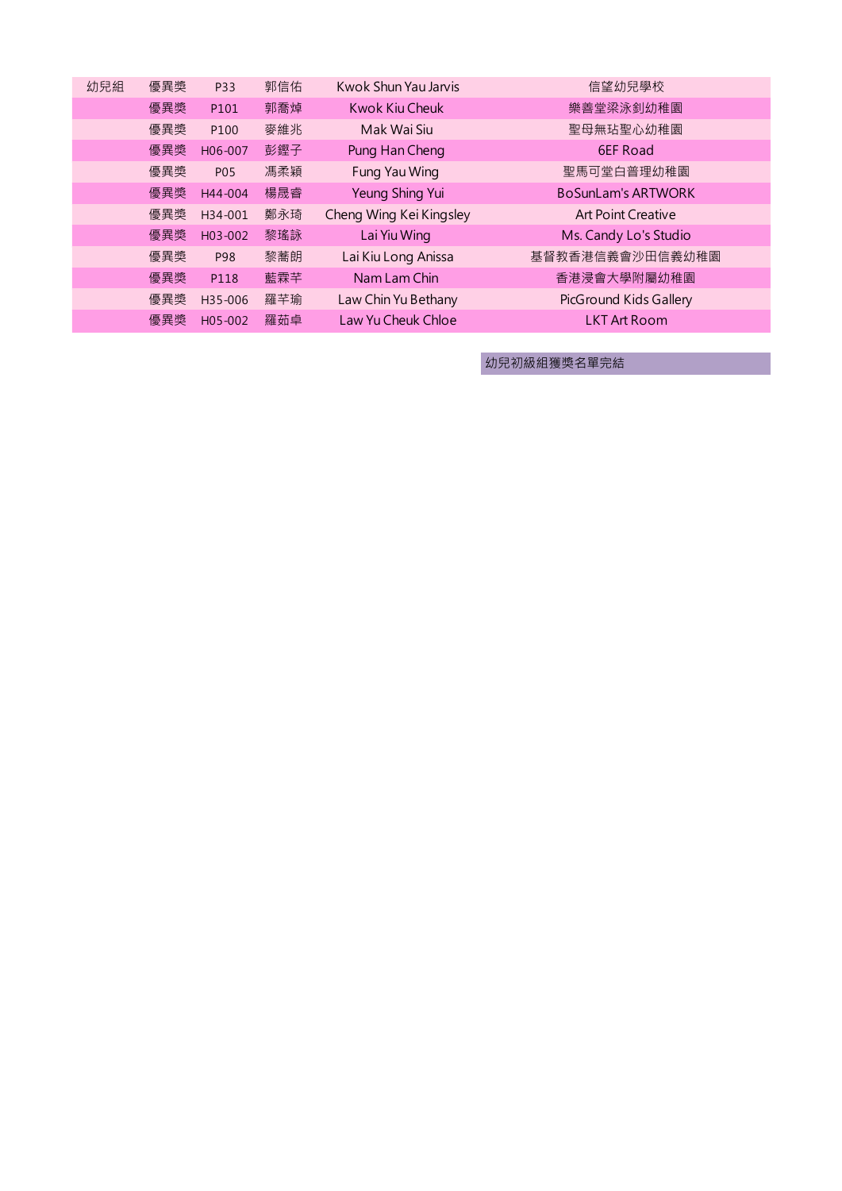| | | | | | |
|---|---|---|---|---|---|
| 幼兒組 | 優異獎 | P33 | 郭信佑 | Kwok Shun Yau Jarvis | 信望幼兒學校 |
| | 優異獎 | P101 | 郭喬焯 | Kwok Kiu Cheuk | 樂善堂梁泳釗幼稚園 |
| | 優異獎 | P100 | 麥維兆 | Mak Wai Siu | 聖母無玷聖心幼稚園 |
| | 優異獎 | H06-007 | 彭鏗子 | Pung Han Cheng | 6EF Road |
| | 優異獎 | P05 | 馮柔穎 | Fung Yau Wing | 聖馬可堂白普理幼稚園 |
| | 優異獎 | H44-004 | 楊晟睿 | Yeung Shing Yui | BoSunLam's ARTWORK |
| | 優異獎 | H34-001 | 鄭永琦 | Cheng Wing Kei Kingsley | Art Point Creative |
| | 優異獎 | H03-002 | 黎瑤詠 | Lai Yiu Wing | Ms. Candy Lo's Studio |
| | 優異獎 | P98 | 黎蕎朗 | Lai Kiu Long Anissa | 基督教香港信義會沙田信義幼稚園 |
| | 優異獎 | P118 | 藍霖芊 | Nam Lam Chin | 香港浸會大學附屬幼稚園 |
| | 優異獎 | H35-006 | 羅芊瑜 | Law Chin Yu Bethany | PicGround Kids Gallery |
| | 優異獎 | H05-002 | 羅茹卓 | Law Yu Cheuk Chloe | LKT Art Room |

幼兒初級組獲獎名單完結